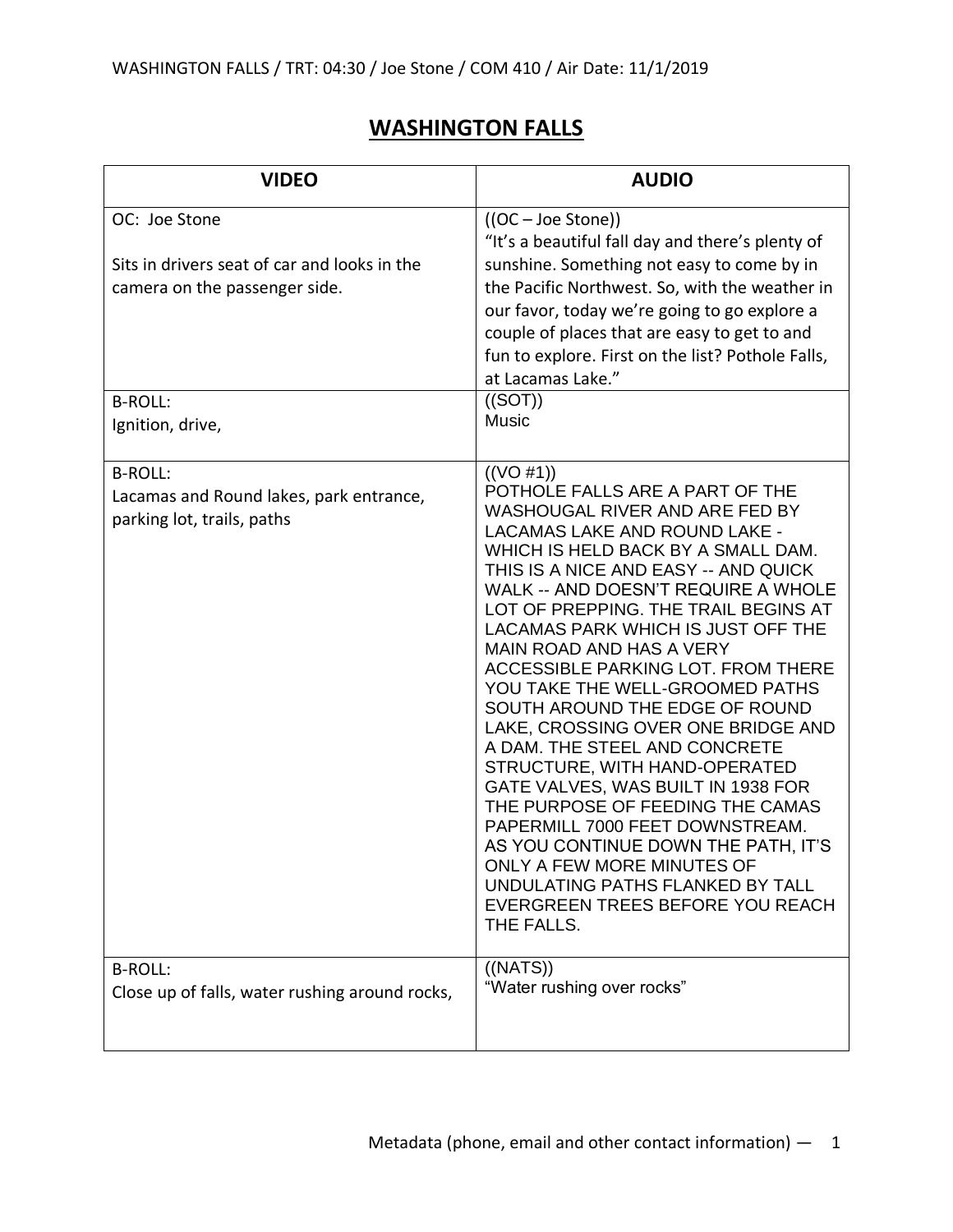# WASHINGTON FALLS

| VIDEO | AUDIO |
|---|---|
| OC: Joe Stone<br><br>Sits in drivers seat of car and looks in the camera on the passenger side. | ((OC – Joe Stone))<br>"It's a beautiful fall day and there's plenty of sunshine. Something not easy to come by in the Pacific Northwest. So, with the weather in our favor, today we're going to go explore a couple of places that are easy to get to and fun to explore. First on the list? Pothole Falls, at Lacamas Lake." |
| B-ROLL:<br>Ignition, drive, | ((SOT))<br>Music |
| B-ROLL:<br>Lacamas and Round lakes, park entrance, parking lot, trails, paths | ((VO #1))<br>POTHOLE FALLS ARE A PART OF THE WASHOUGAL RIVER AND ARE FED BY LACAMAS LAKE AND ROUND LAKE - WHICH IS HELD BACK BY A SMALL DAM. THIS IS A NICE AND EASY -- AND QUICK WALK -- AND DOESN'T REQUIRE A WHOLE LOT OF PREPPING. THE TRAIL BEGINS AT LACAMAS PARK WHICH IS JUST OFF THE MAIN ROAD AND HAS A VERY ACCESSIBLE PARKING LOT. FROM THERE YOU TAKE THE WELL-GROOMED PATHS SOUTH AROUND THE EDGE OF ROUND LAKE, CROSSING OVER ONE BRIDGE AND A DAM. THE STEEL AND CONCRETE STRUCTURE, WITH HAND-OPERATED GATE VALVES, WAS BUILT IN 1938 FOR THE PURPOSE OF FEEDING THE CAMAS PAPERMILL 7000 FEET DOWNSTREAM. AS YOU CONTINUE DOWN THE PATH, IT'S ONLY A FEW MORE MINUTES OF UNDULATING PATHS FLANKED BY TALL EVERGREEN TREES BEFORE YOU REACH THE FALLS. |
| B-ROLL:<br>Close up of falls, water rushing around rocks, | ((NATS))<br>"Water rushing over rocks" |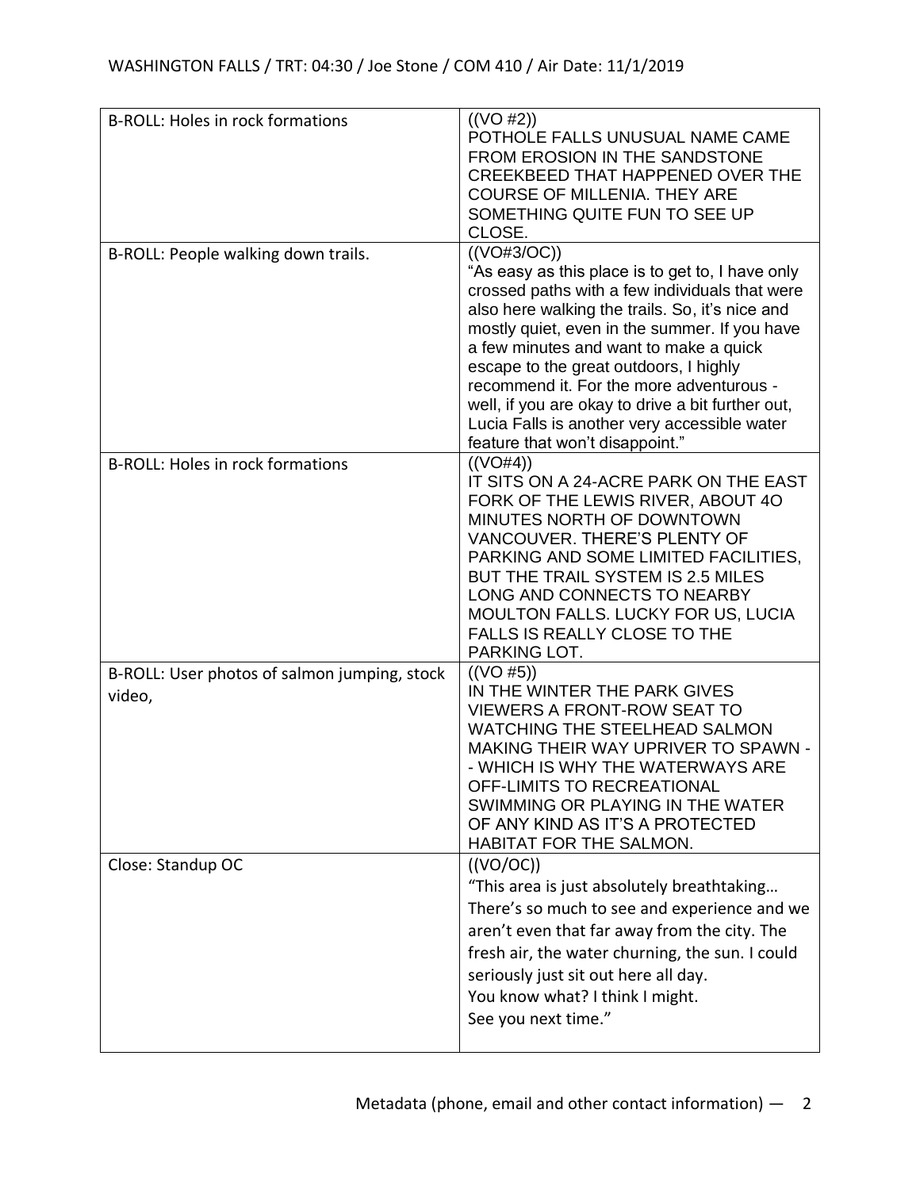WASHINGTON FALLS / TRT: 04:30 / Joe Stone / COM 410 / Air Date: 11/1/2019

| | |
|---|---|
| B-ROLL: Holes in rock formations | ((VO #2))<br>POTHOLE FALLS UNUSUAL NAME CAME FROM EROSION IN THE SANDSTONE CREEKBEED THAT HAPPENED OVER THE COURSE OF MILLENIA. THEY ARE SOMETHING QUITE FUN TO SEE UP CLOSE. |
| B-ROLL: People walking down trails. | ((VO#3/OC))<br>"As easy as this place is to get to, I have only crossed paths with a few individuals that were also here walking the trails. So, it's nice and mostly quiet, even in the summer. If you have a few minutes and want to make a quick escape to the great outdoors, I highly recommend it. For the more adventurous - well, if you are okay to drive a bit further out, Lucia Falls is another very accessible water feature that won't disappoint." |
| B-ROLL: Holes in rock formations | ((VO#4))<br>IT SITS ON A 24-ACRE PARK ON THE EAST FORK OF THE LEWIS RIVER, ABOUT 4O MINUTES NORTH OF DOWNTOWN VANCOUVER. THERE'S PLENTY OF PARKING AND SOME LIMITED FACILITIES, BUT THE TRAIL SYSTEM IS 2.5 MILES LONG AND CONNECTS TO NEARBY MOULTON FALLS. LUCKY FOR US, LUCIA FALLS IS REALLY CLOSE TO THE PARKING LOT. |
| B-ROLL: User photos of salmon jumping, stock video, | ((VO #5))<br>IN THE WINTER THE PARK GIVES VIEWERS A FRONT-ROW SEAT TO WATCHING THE STEELHEAD SALMON MAKING THEIR WAY UPRIVER TO SPAWN -- WHICH IS WHY THE WATERWAYS ARE OFF-LIMITS TO RECREATIONAL SWIMMING OR PLAYING IN THE WATER OF ANY KIND AS IT'S A PROTECTED HABITAT FOR THE SALMON. |
| Close: Standup OC | ((VO/OC))<br>"This area is just absolutely breathtaking… There's so much to see and experience and we aren't even that far away from the city. The fresh air, the water churning, the sun. I could seriously just sit out here all day.<br>You know what? I think I might.<br>See you next time." |

Metadata (phone, email and other contact information) —